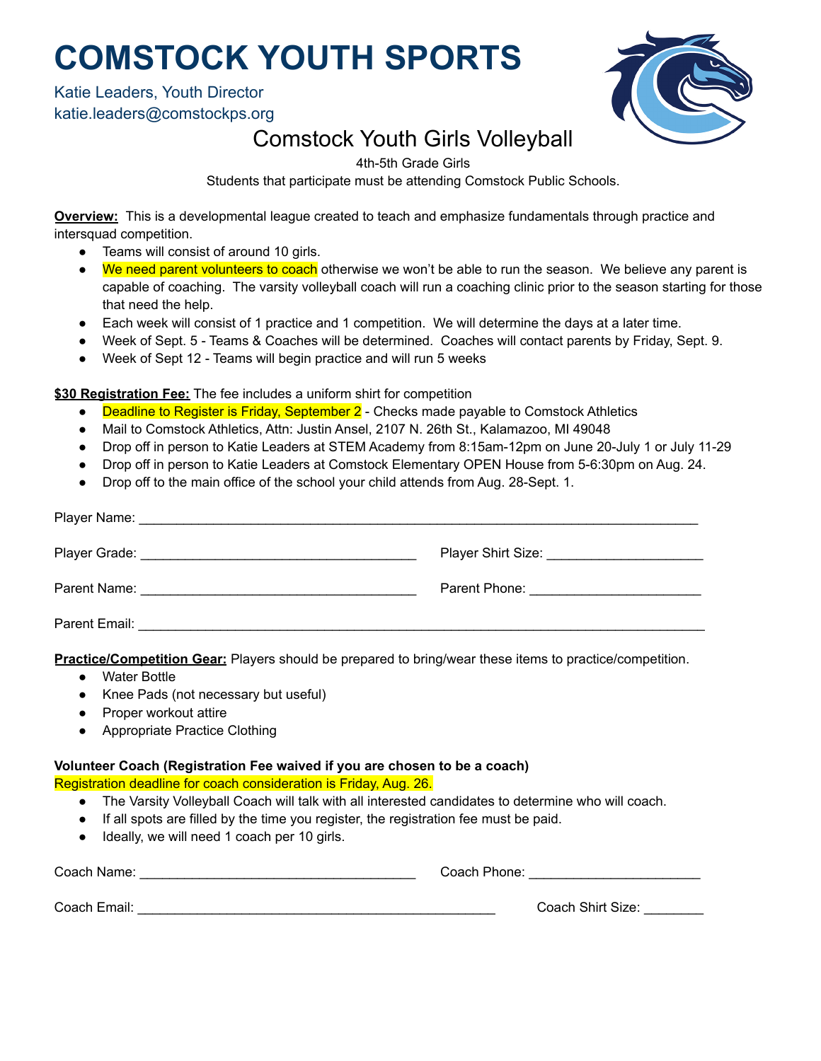# COMSTOCK YOUTH SPORTS

Katie Leaders, Youth Director
katie.leaders@comstockps.org

## Comstock Youth Girls Volleyball

4th-5th Grade Girls

Students that participate must be attending Comstock Public Schools.

**Overview:** This is a developmental league created to teach and emphasize fundamentals through practice and intersquad competition.

- Teams will consist of around 10 girls.
- We need parent volunteers to coach otherwise we won't be able to run the season. We believe any parent is capable of coaching. The varsity volleyball coach will run a coaching clinic prior to the season starting for those that need the help.
- Each week will consist of 1 practice and 1 competition. We will determine the days at a later time.
- Week of Sept. 5 - Teams & Coaches will be determined. Coaches will contact parents by Friday, Sept. 9.
- Week of Sept 12 - Teams will begin practice and will run 5 weeks

**$30 Registration Fee:** The fee includes a uniform shirt for competition

- Deadline to Register is Friday, September 2 - Checks made payable to Comstock Athletics
- Mail to Comstock Athletics, Attn: Justin Ansel, 2107 N. 26th St., Kalamazoo, MI 49048
- Drop off in person to Katie Leaders at STEM Academy from 8:15am-12pm on June 20-July 1 or July 11-29
- Drop off in person to Katie Leaders at Comstock Elementary OPEN House from 5-6:30pm on Aug. 24.
- Drop off to the main office of the school your child attends from Aug. 28-Sept. 1.

Player Name: ______________________________________________

Player Grade: ______________________ Player Shirt Size: ______________

Parent Name: ______________________ Parent Phone: ______________

Parent Email: ______________________________________________

**Practice/Competition Gear:** Players should be prepared to bring/wear these items to practice/competition.

- Water Bottle
- Knee Pads (not necessary but useful)
- Proper workout attire
- Appropriate Practice Clothing

**Volunteer Coach (Registration Fee waived if you are chosen to be a coach)**

Registration deadline for coach consideration is Friday, Aug. 26.

- The Varsity Volleyball Coach will talk with all interested candidates to determine who will coach.
- If all spots are filled by the time you register, the registration fee must be paid.
- Ideally, we will need 1 coach per 10 girls.

Coach Name: ______________________ Coach Phone: ______________

Coach Email: ______________________________ Coach Shirt Size: ________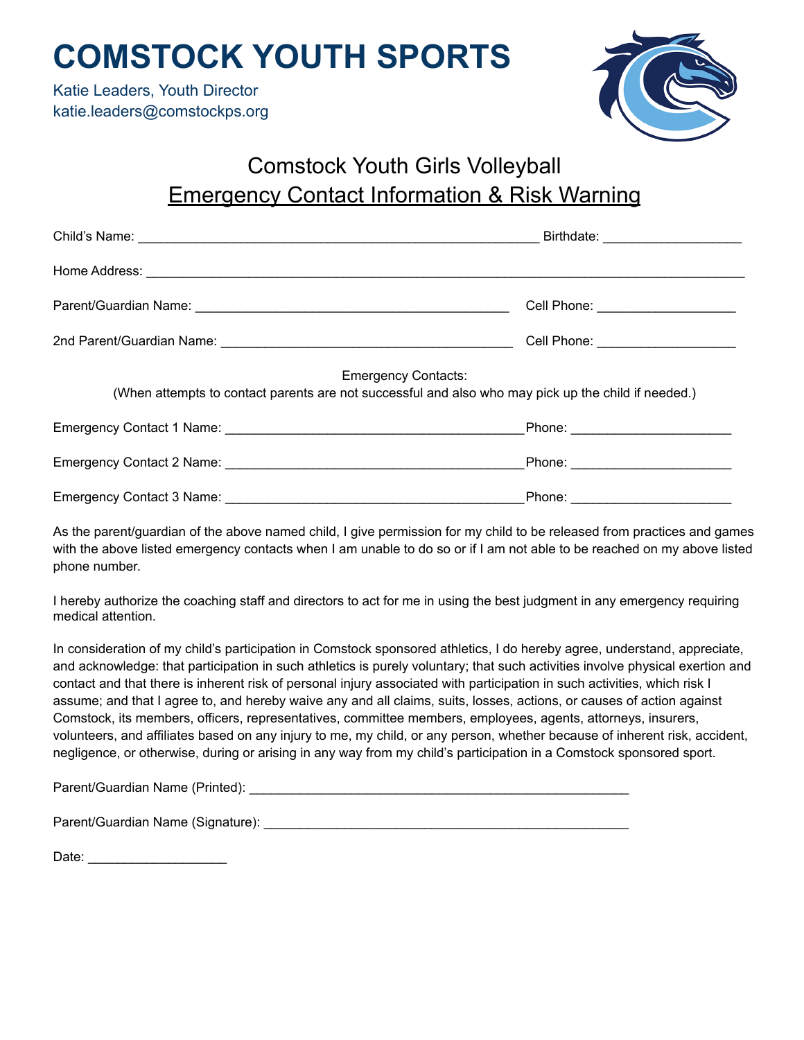# COMSTOCK YOUTH SPORTS

Katie Leaders, Youth Director
katie.leaders@comstockps.org

## Comstock Youth Girls Volleyball
## Emergency Contact Information & Risk Warning

Child's Name: ______________________________________________________ Birthdate: __________________

Home Address: _________________________________________________________________________________

Parent/Guardian Name: __________________________________________ Cell Phone: __________________

2nd Parent/Guardian Name: ______________________________________ Cell Phone: __________________

Emergency Contacts:
(When attempts to contact parents are not successful and also who may pick up the child if needed.)

Emergency Contact 1 Name: ________________________________________Phone: _____________________

Emergency Contact 2 Name: ________________________________________Phone: _____________________

Emergency Contact 3 Name: ________________________________________Phone: _____________________

As the parent/guardian of the above named child, I give permission for my child to be released from practices and games with the above listed emergency contacts when I am unable to do so or if I am not able to be reached on my above listed phone number.

I hereby authorize the coaching staff and directors to act for me in using the best judgment in any emergency requiring medical attention.

In consideration of my child's participation in Comstock sponsored athletics, I do hereby agree, understand, appreciate, and acknowledge: that participation in such athletics is purely voluntary; that such activities involve physical exertion and contact and that there is inherent risk of personal injury associated with participation in such activities, which risk I assume; and that I agree to, and hereby waive any and all claims, suits, losses, actions, or causes of action against Comstock, its members, officers, representatives, committee members, employees, agents, attorneys, insurers, volunteers, and affiliates based on any injury to me, my child, or any person, whether because of inherent risk, accident, negligence, or otherwise, during or arising in any way from my child's participation in a Comstock sponsored sport.

Parent/Guardian Name (Printed): ____________________________________________________

Parent/Guardian Name (Signature): __________________________________________________

Date: __________________